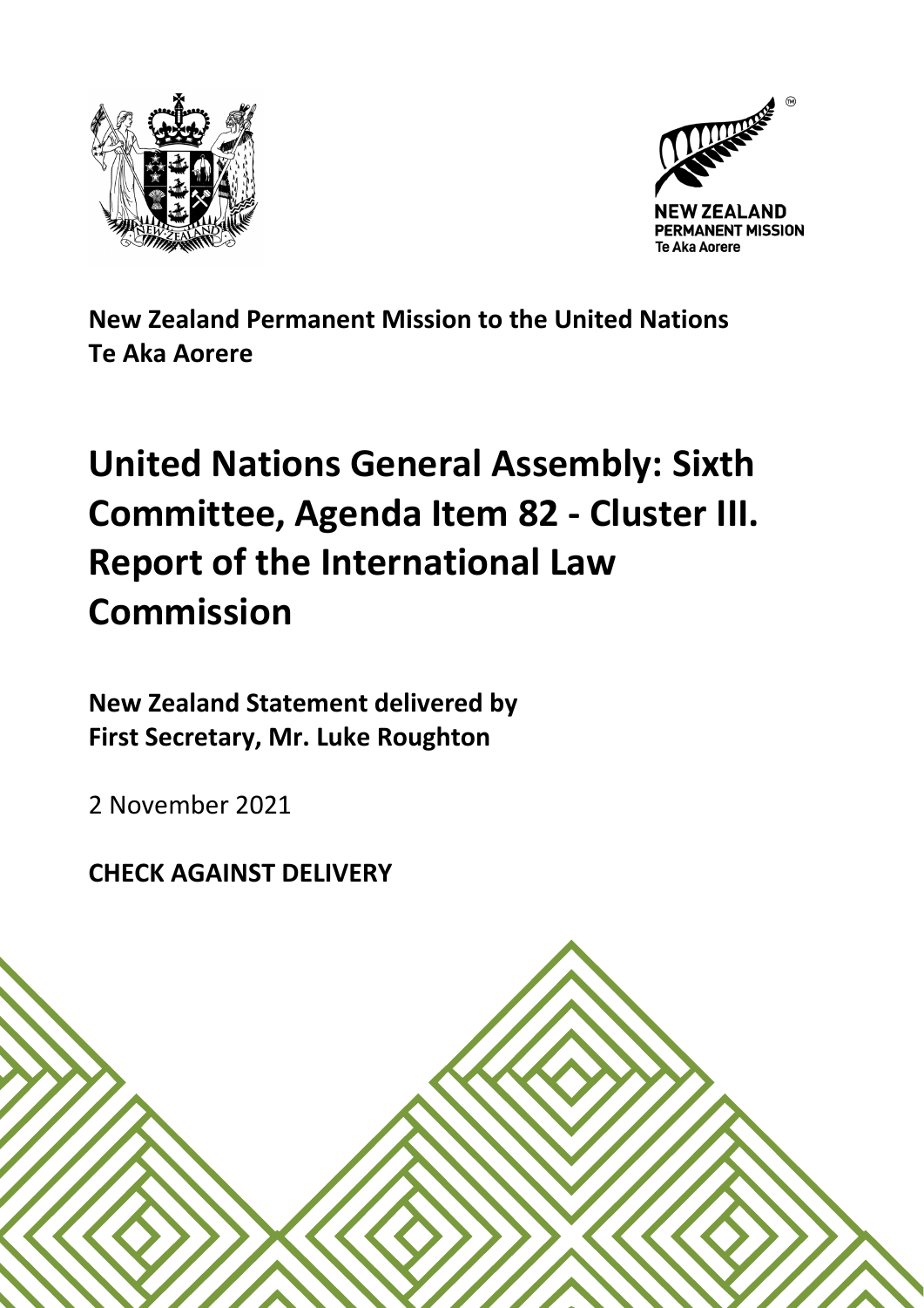**New Zealand Permanent Mission to the United Nations**
**Te Aka Aorere**

# United Nations General Assembly: Sixth Committee, Agenda Item 82 - Cluster III. Report of the International Law Commission

**New Zealand Statement delivered by**
**First Secretary, Mr. Luke Roughton**

2 November 2021

**CHECK AGAINST DELIVERY**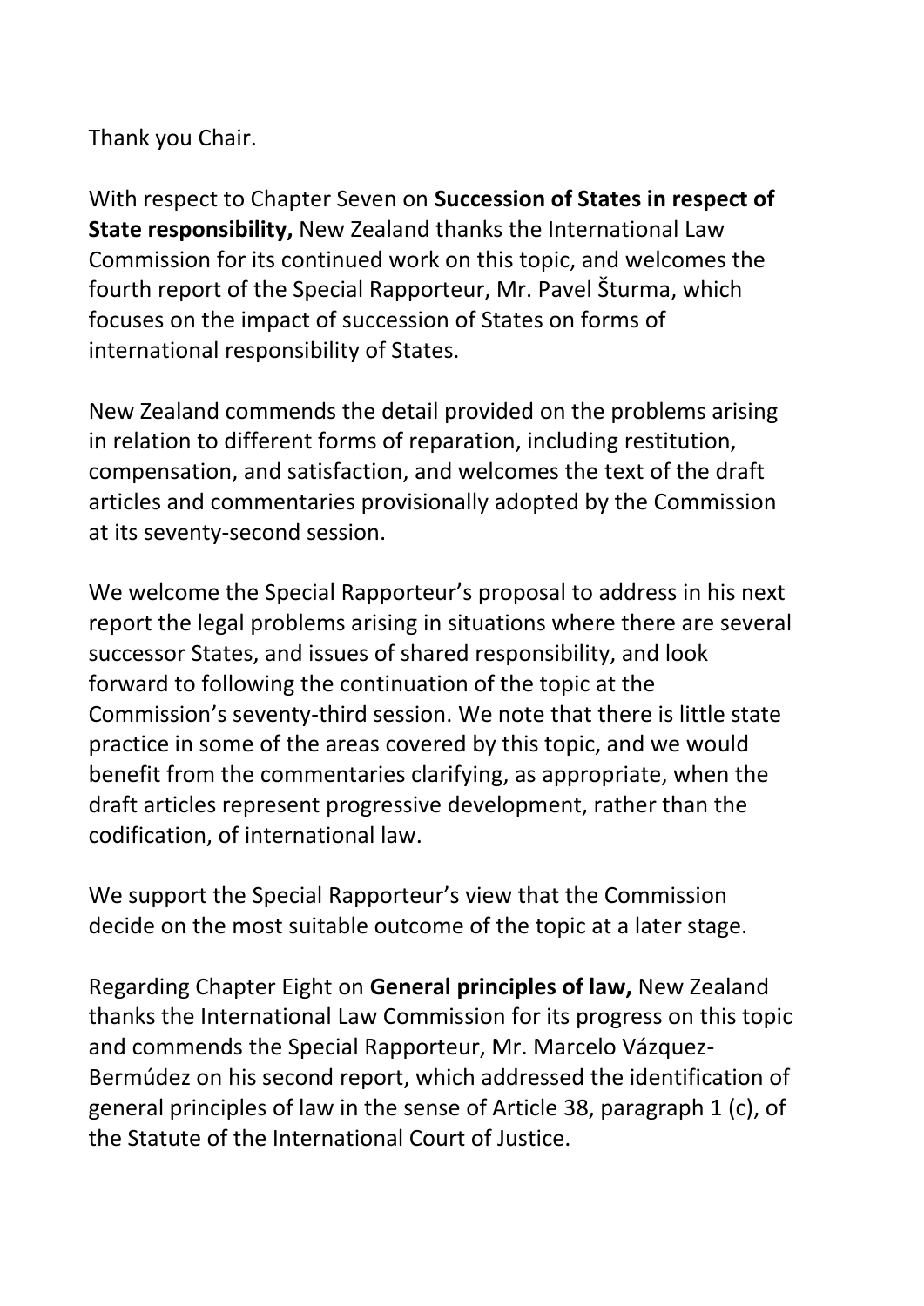Thank you Chair.

With respect to Chapter Seven on **Succession of States in respect of State responsibility,** New Zealand thanks the International Law Commission for its continued work on this topic, and welcomes the fourth report of the Special Rapporteur, Mr. Pavel Šturma, which focuses on the impact of succession of States on forms of international responsibility of States.

New Zealand commends the detail provided on the problems arising in relation to different forms of reparation, including restitution, compensation, and satisfaction, and welcomes the text of the draft articles and commentaries provisionally adopted by the Commission at its seventy-second session.

We welcome the Special Rapporteur's proposal to address in his next report the legal problems arising in situations where there are several successor States, and issues of shared responsibility, and look forward to following the continuation of the topic at the Commission's seventy-third session. We note that there is little state practice in some of the areas covered by this topic, and we would benefit from the commentaries clarifying, as appropriate, when the draft articles represent progressive development, rather than the codification, of international law.

We support the Special Rapporteur's view that the Commission decide on the most suitable outcome of the topic at a later stage.

Regarding Chapter Eight on **General principles of law,** New Zealand thanks the International Law Commission for its progress on this topic and commends the Special Rapporteur, Mr. Marcelo Vázquez-Bermúdez on his second report, which addressed the identification of general principles of law in the sense of Article 38, paragraph 1 (c), of the Statute of the International Court of Justice.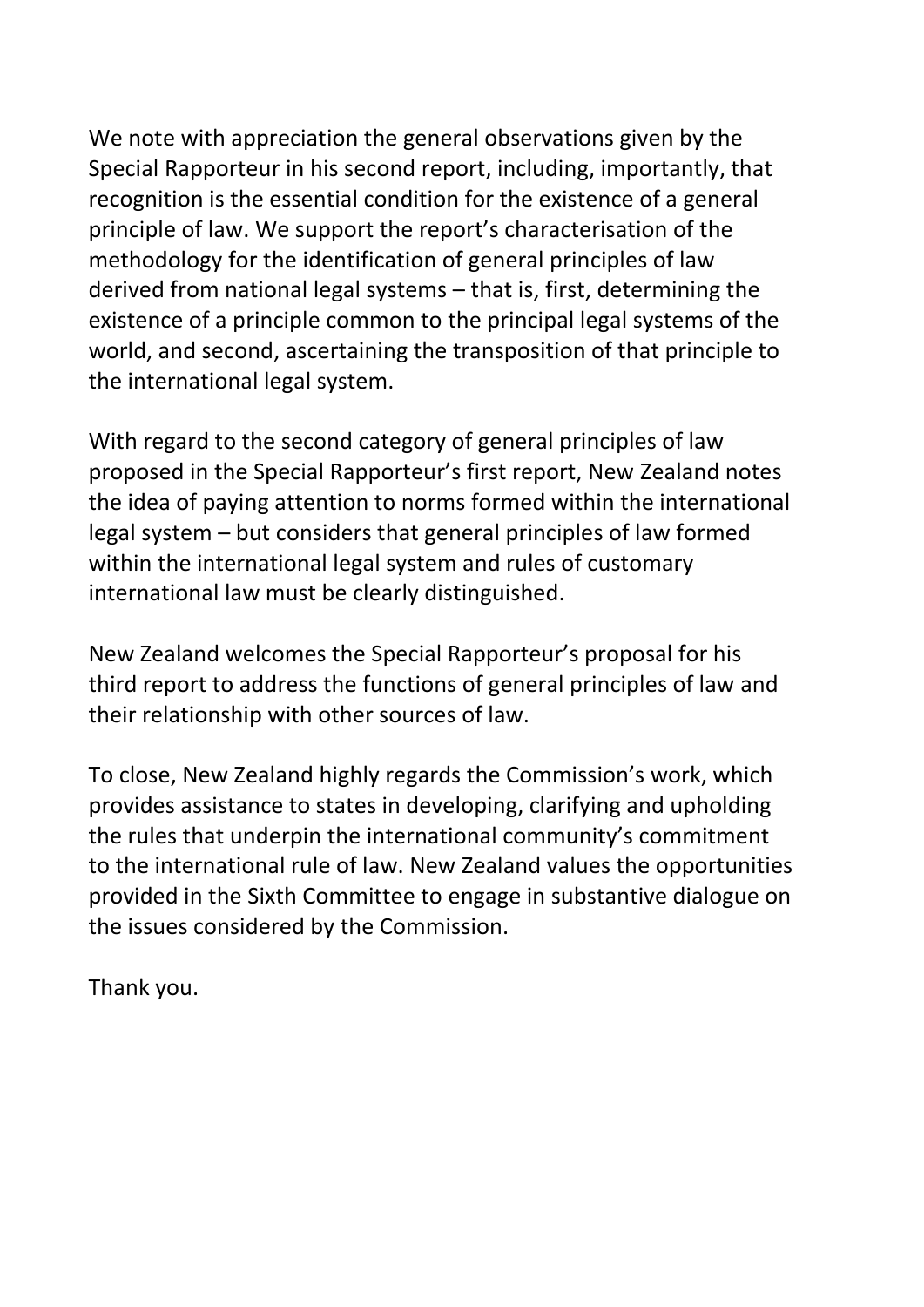We note with appreciation the general observations given by the Special Rapporteur in his second report, including, importantly, that recognition is the essential condition for the existence of a general principle of law. We support the report's characterisation of the methodology for the identification of general principles of law derived from national legal systems – that is, first, determining the existence of a principle common to the principal legal systems of the world, and second, ascertaining the transposition of that principle to the international legal system.

With regard to the second category of general principles of law proposed in the Special Rapporteur's first report, New Zealand notes the idea of paying attention to norms formed within the international legal system – but considers that general principles of law formed within the international legal system and rules of customary international law must be clearly distinguished.

New Zealand welcomes the Special Rapporteur's proposal for his third report to address the functions of general principles of law and their relationship with other sources of law.

To close, New Zealand highly regards the Commission's work, which provides assistance to states in developing, clarifying and upholding the rules that underpin the international community's commitment to the international rule of law. New Zealand values the opportunities provided in the Sixth Committee to engage in substantive dialogue on the issues considered by the Commission.

Thank you.